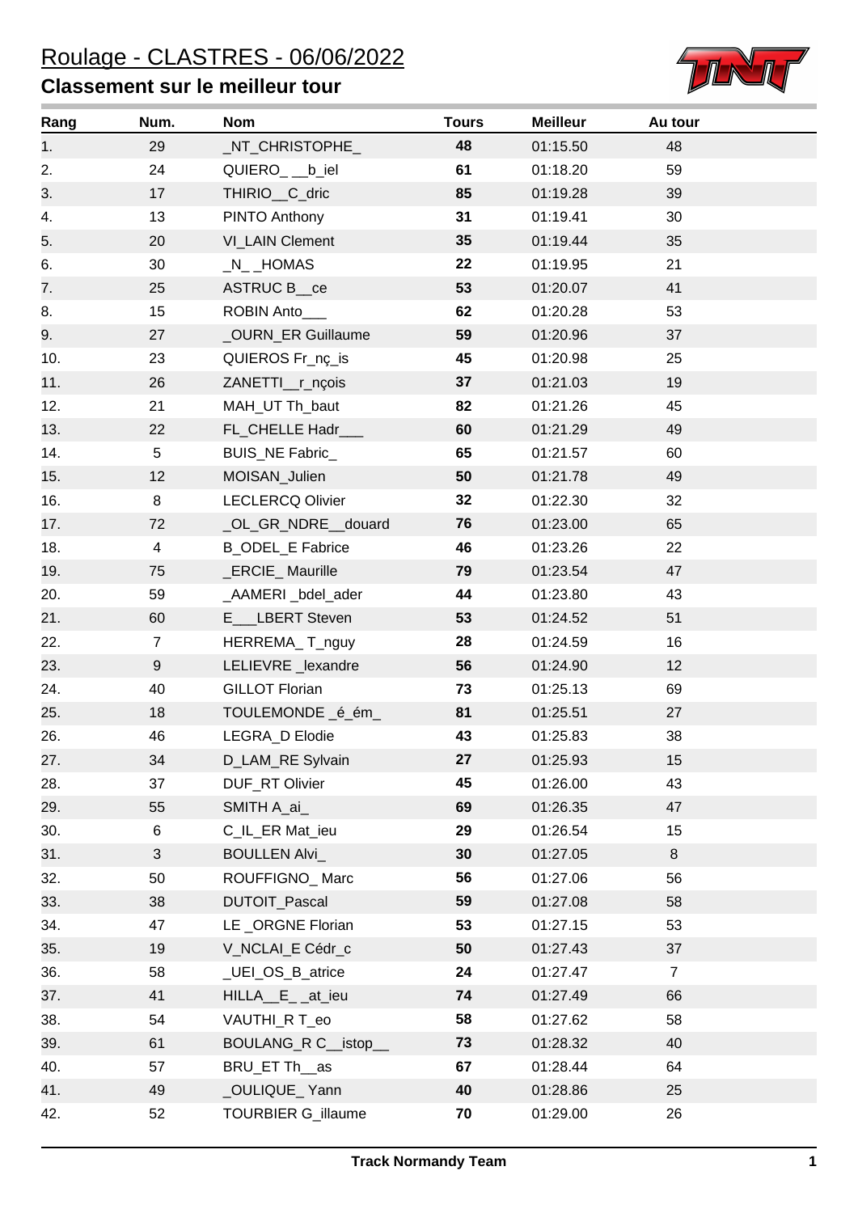# Roulage - CLASTRES - 06/06/2022

## Classement sur le meilleur tour

| Rang | Num. | Nom | Tours | Meilleur | Au tour |
|---|---|---|---|---|---|
| 1. | 29 | _NT_CHRISTOPHE_ | **48** | 01:15.50 | 48 |
| 2. | 24 | QUIERO_ __b_iel | **61** | 01:18.20 | 59 |
| 3. | 17 | THIRIO__C_dric | **85** | 01:19.28 | 39 |
| 4. | 13 | PINTO Anthony | **31** | 01:19.41 | 30 |
| 5. | 20 | VI_LAIN Clement | **35** | 01:19.44 | 35 |
| 6. | 30 | _N_ _HOMAS | **22** | 01:19.95 | 21 |
| 7. | 25 | ASTRUC B__ce | **53** | 01:20.07 | 41 |
| 8. | 15 | ROBIN Anto___ | **62** | 01:20.28 | 53 |
| 9. | 27 | _OURN_ER Guillaume | **59** | 01:20.96 | 37 |
| 10. | 23 | QUIEROS Fr_nç_is | **45** | 01:20.98 | 25 |
| 11. | 26 | ZANETTI__r_nçois | **37** | 01:21.03 | 19 |
| 12. | 21 | MAH_UT Th_baut | **82** | 01:21.26 | 45 |
| 13. | 22 | FL_CHELLE Hadr___ | **60** | 01:21.29 | 49 |
| 14. | 5 | BUIS_NE Fabric_ | **65** | 01:21.57 | 60 |
| 15. | 12 | MOISAN_Julien | **50** | 01:21.78 | 49 |
| 16. | 8 | LECLERCQ Olivier | **32** | 01:22.30 | 32 |
| 17. | 72 | _OL_GR_NDRE__douard | **76** | 01:23.00 | 65 |
| 18. | 4 | B_ODEL_E Fabrice | **46** | 01:23.26 | 22 |
| 19. | 75 | _ERCIE_ Maurille | **79** | 01:23.54 | 47 |
| 20. | 59 | _AAMERI _bdel_ader | **44** | 01:23.80 | 43 |
| 21. | 60 | E___LBERT Steven | **53** | 01:24.52 | 51 |
| 22. | 7 | HERREMA_ T_nguy | **28** | 01:24.59 | 16 |
| 23. | 9 | LELIEVRE _lexandre | **56** | 01:24.90 | 12 |
| 24. | 40 | GILLOT Florian | **73** | 01:25.13 | 69 |
| 25. | 18 | TOULEMONDE _é_ém_ | **81** | 01:25.51 | 27 |
| 26. | 46 | LEGRA_D Elodie | **43** | 01:25.83 | 38 |
| 27. | 34 | D_LAM_RE Sylvain | **27** | 01:25.93 | 15 |
| 28. | 37 | DUF_RT Olivier | **45** | 01:26.00 | 43 |
| 29. | 55 | SMITH A_ai_ | **69** | 01:26.35 | 47 |
| 30. | 6 | C_IL_ER Mat_ieu | **29** | 01:26.54 | 15 |
| 31. | 3 | BOULLEN Alvi_ | **30** | 01:27.05 | 8 |
| 32. | 50 | ROUFFIGNO_ Marc | **56** | 01:27.06 | 56 |
| 33. | 38 | DUTOIT_Pascal | **59** | 01:27.08 | 58 |
| 34. | 47 | LE _ORGNE Florian | **53** | 01:27.15 | 53 |
| 35. | 19 | V_NCLAI_E Cédr_c | **50** | 01:27.43 | 37 |
| 36. | 58 | _UEI_OS_B_atrice | **24** | 01:27.47 | 7 |
| 37. | 41 | HILLA__E_ _at_ieu | **74** | 01:27.49 | 66 |
| 38. | 54 | VAUTHI_R T_eo | **58** | 01:27.62 | 58 |
| 39. | 61 | BOULANG_R C__istop__ | **73** | 01:28.32 | 40 |
| 40. | 57 | BRU_ET Th__as | **67** | 01:28.44 | 64 |
| 41. | 49 | _OULIQUE_ Yann | **40** | 01:28.86 | 25 |
| 42. | 52 | TOURBIER G_illaume | **70** | 01:29.00 | 26 |

**Track Normandy Team**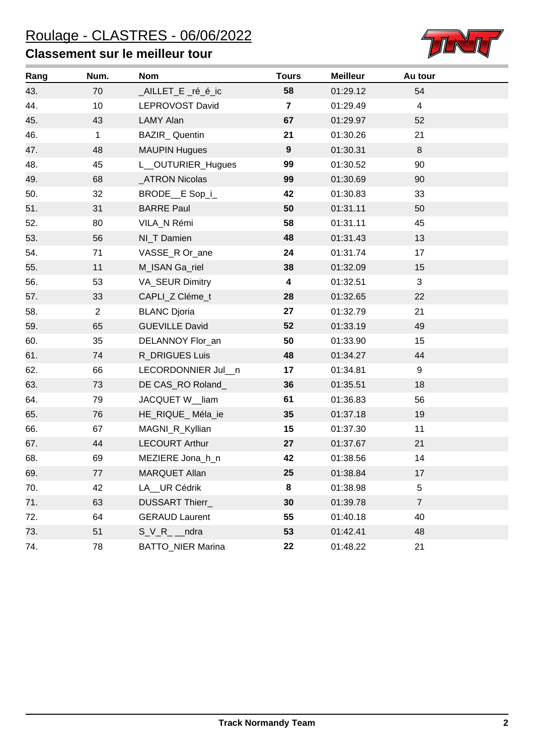# Roulage - CLASTRES - 06/06/2022

## Classement sur le meilleur tour

| Rang | Num. | Nom | Tours | Meilleur | Au tour |
|---|---|---|---|---|---|
| 43. | 70 | _AILLET_E _ré_é_ic | **58** | 01:29.12 | 54 |
| 44. | 10 | LEPROVOST David | **7** | 01:29.49 | 4 |
| 45. | 43 | LAMY Alan | **67** | 01:29.97 | 52 |
| 46. | 1 | BAZIR_ Quentin | **21** | 01:30.26 | 21 |
| 47. | 48 | MAUPIN Hugues | **9** | 01:30.31 | 8 |
| 48. | 45 | L__OUTURIER_Hugues | **99** | 01:30.52 | 90 |
| 49. | 68 | _ATRON Nicolas | **99** | 01:30.69 | 90 |
| 50. | 32 | BRODE__E Sop_i_ | **42** | 01:30.83 | 33 |
| 51. | 31 | BARRE Paul | **50** | 01:31.11 | 50 |
| 52. | 80 | VILA_N Rémi | **58** | 01:31.11 | 45 |
| 53. | 56 | NI_T Damien | **48** | 01:31.43 | 13 |
| 54. | 71 | VASSE_R Or_ane | **24** | 01:31.74 | 17 |
| 55. | 11 | M_ISAN Ga_riel | **38** | 01:32.09 | 15 |
| 56. | 53 | VA_SEUR Dimitry | **4** | 01:32.51 | 3 |
| 57. | 33 | CAPLI_Z Cléme_t | **28** | 01:32.65 | 22 |
| 58. | 2 | BLANC Djoria | **27** | 01:32.79 | 21 |
| 59. | 65 | GUEVILLE David | **52** | 01:33.19 | 49 |
| 60. | 35 | DELANNOY Flor_an | **50** | 01:33.90 | 15 |
| 61. | 74 | R_DRIGUES Luis | **48** | 01:34.27 | 44 |
| 62. | 66 | LECORDONNIER Jul__n | **17** | 01:34.81 | 9 |
| 63. | 73 | DE CAS_RO Roland_ | **36** | 01:35.51 | 18 |
| 64. | 79 | JACQUET W__liam | **61** | 01:36.83 | 56 |
| 65. | 76 | HE_RIQUE_ Méla_ie | **35** | 01:37.18 | 19 |
| 66. | 67 | MAGNI_R_Kyllian | **15** | 01:37.30 | 11 |
| 67. | 44 | LECOURT Arthur | **27** | 01:37.67 | 21 |
| 68. | 69 | MEZIERE Jona_h_n | **42** | 01:38.56 | 14 |
| 69. | 77 | MARQUET Allan | **25** | 01:38.84 | 17 |
| 70. | 42 | LA__UR Cédrik | **8** | 01:38.98 | 5 |
| 71. | 63 | DUSSART Thierr_ | **30** | 01:39.78 | 7 |
| 72. | 64 | GERAUD Laurent | **55** | 01:40.18 | 40 |
| 73. | 51 | S_V_R_ __ndra | **53** | 01:42.41 | 48 |
| 74. | 78 | BATTO_NIER Marina | **22** | 01:48.22 | 21 |

**Track Normandy Team**